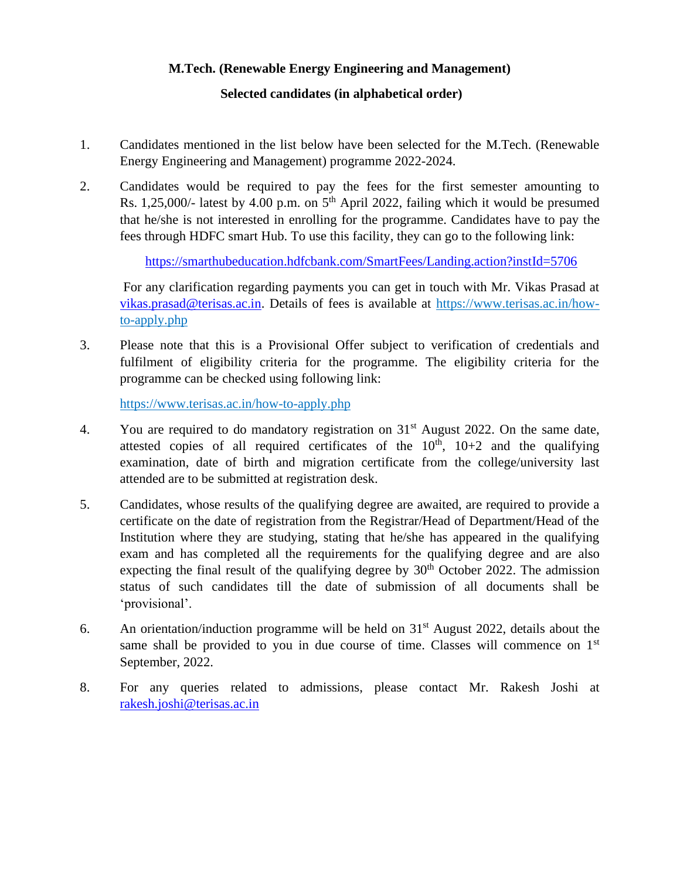**M.Tech. (Renewable Energy Engineering and Management)**

**Selected candidates (in alphabetical order)**

1. Candidates mentioned in the list below have been selected for the M.Tech. (Renewable Energy Engineering and Management) programme 2022-2024.

2. Candidates would be required to pay the fees for the first semester amounting to Rs. 1,25,000/- latest by 4.00 p.m. on 5th April 2022, failing which it would be presumed that he/she is not interested in enrolling for the programme. Candidates have to pay the fees through HDFC smart Hub. To use this facility, they can go to the following link:

   https://smarthubeducation.hdfcbank.com/SmartFees/Landing.action?instId=5706

   For any clarification regarding payments you can get in touch with Mr. Vikas Prasad at vikas.prasad@terisas.ac.in. Details of fees is available at https://www.terisas.ac.in/how-to-apply.php

3. Please note that this is a Provisional Offer subject to verification of credentials and fulfilment of eligibility criteria for the programme. The eligibility criteria for the programme can be checked using following link:

   https://www.terisas.ac.in/how-to-apply.php

4. You are required to do mandatory registration on 31st August 2022. On the same date, attested copies of all required certificates of the 10th, 10+2 and the qualifying examination, date of birth and migration certificate from the college/university last attended are to be submitted at registration desk.

5. Candidates, whose results of the qualifying degree are awaited, are required to provide a certificate on the date of registration from the Registrar/Head of Department/Head of the Institution where they are studying, stating that he/she has appeared in the qualifying exam and has completed all the requirements for the qualifying degree and are also expecting the final result of the qualifying degree by 30th October 2022. The admission status of such candidates till the date of submission of all documents shall be 'provisional'.

6. An orientation/induction programme will be held on 31st August 2022, details about the same shall be provided to you in due course of time. Classes will commence on 1st September, 2022.

8. For any queries related to admissions, please contact Mr. Rakesh Joshi at rakesh.joshi@terisas.ac.in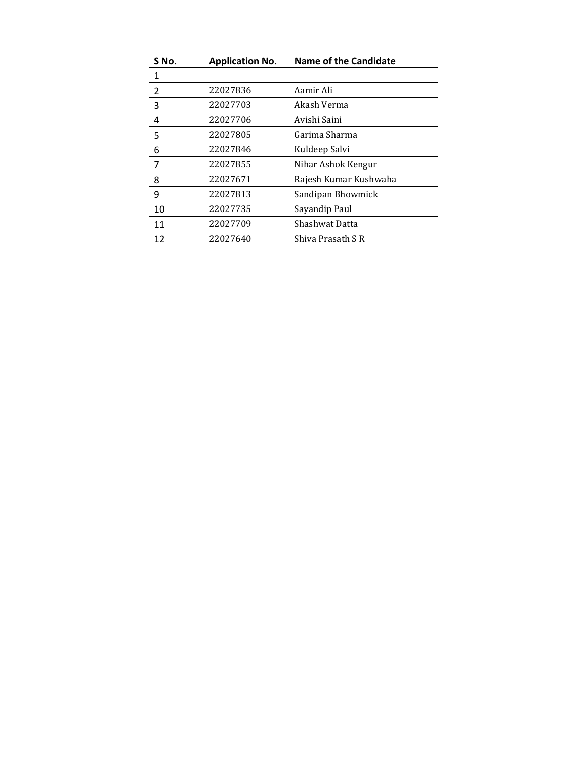| S No. | Application No. | Name of the Candidate |
|---|---|---|
| 1 | | |
| 2 | 22027836 | Aamir Ali |
| 3 | 22027703 | Akash Verma |
| 4 | 22027706 | Avishi Saini |
| 5 | 22027805 | Garima Sharma |
| 6 | 22027846 | Kuldeep Salvi |
| 7 | 22027855 | Nihar Ashok Kengur |
| 8 | 22027671 | Rajesh Kumar Kushwaha |
| 9 | 22027813 | Sandipan Bhowmick |
| 10 | 22027735 | Sayandip Paul |
| 11 | 22027709 | Shashwat Datta |
| 12 | 22027640 | Shiva Prasath S R |